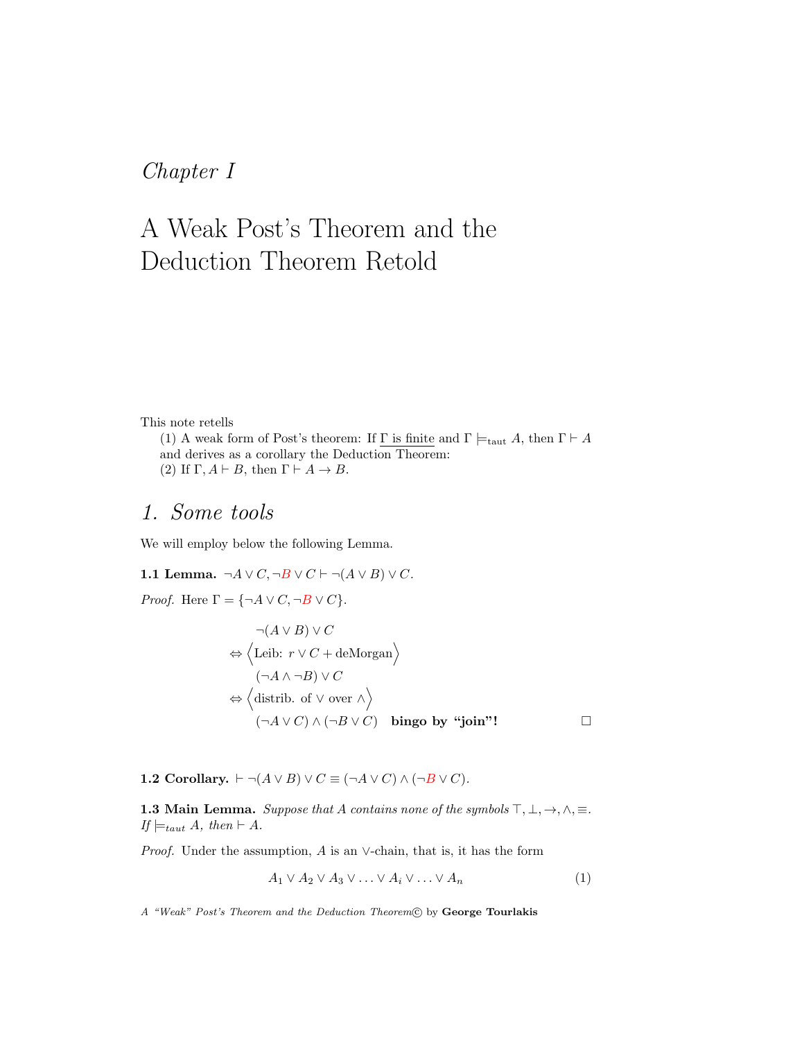# Chapter I

# A Weak Post's Theorem and the Deduction Theorem Retold

This note retells

(1) A weak form of Post's theorem: If $\underline{\Gamma \text{ is finite}}$ and $\Gamma \models_{\text{taut}} A$, then $\Gamma \vdash A$ and derives as a corollary the Deduction Theorem:

(2) If $\Gamma, A \vdash B$, then $\Gamma \vdash A \to B$.

## 1. Some tools

We will employ below the following Lemma.

**1.1 Lemma.** $\neg A \vee C, \neg B \vee C \vdash \neg(A \vee B) \vee C$.

*Proof.* Here $\Gamma = \{\neg A \vee C, \neg B \vee C\}$.

$$
\begin{aligned}
& \neg(A \vee B) \vee C \\
\Leftrightarrow & \Big\langle \text{Leib: } r \vee C + \text{deMorgan} \Big\rangle \\
& (\neg A \wedge \neg B) \vee C \\
\Leftrightarrow & \Big\langle \text{distrib. of } \vee \text{ over } \wedge \Big\rangle \\
& (\neg A \vee C) \wedge (\neg B \vee C) \quad \textbf{bingo by “join”!}
\end{aligned}
$$

□

**1.2 Corollary.** $\vdash \neg(A \vee B) \vee C \equiv (\neg A \vee C) \wedge (\neg B \vee C)$.

**1.3 Main Lemma.** *Suppose that $A$ contains none of the symbols $\top, \bot, \to, \wedge, \equiv$. If $\models_{taut} A$, then $\vdash A$.*

*Proof.* Under the assumption, $A$ is an $\vee$-chain, that is, it has the form

$$
A_1 \vee A_2 \vee A_3 \vee \ldots \vee A_i \vee \ldots \vee A_n \tag{1}
$$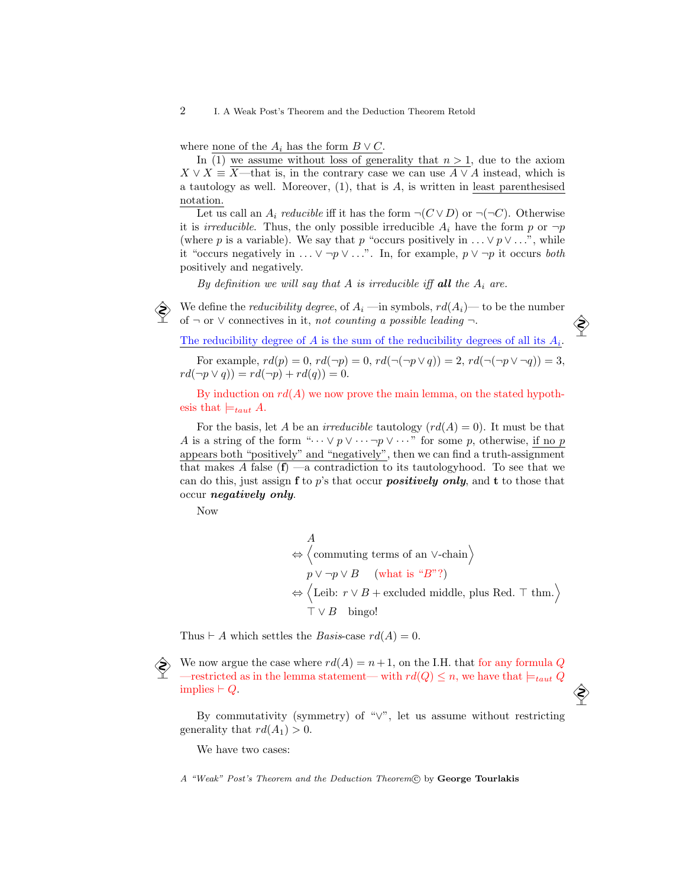where none of the $A_i$ has the form $B \vee C$.

In (1) we assume without loss of generality that $n > 1$, due to the axiom $X \vee X \equiv X$—that is, in the contrary case we can use $A \vee A$ instead, which is a tautology as well. Moreover, (1), that is $A$, is written in least parenthesised notation.

Let us call an $A_i$ *reducible* iff it has the form $\neg(C \vee D)$ or $\neg(\neg C)$. Otherwise it is *irreducible*. Thus, the only possible irreducible $A_i$ have the form $p$ or $\neg p$ (where $p$ is a variable). We say that $p$ "occurs positively in $\ldots \vee p \vee \ldots$", while it "occurs negatively in $\ldots \vee \neg p \vee \ldots$". In, for example, $p \vee \neg p$ it occurs *both* positively and negatively.

*By definition we will say that $A$ is irreducible iff* ***all*** *the $A_i$ are.*

We define the *reducibility degree*, of $A_i$ —in symbols, $rd(A_i)$— to be the number of $\neg$ or $\vee$ connectives in it, *not counting a possible leading* $\neg$.

The reducibility degree of $A$ is the sum of the reducibility degrees of all its $A_i$.

For example, $rd(p) = 0$, $rd(\neg p) = 0$, $rd(\neg(\neg p \vee q)) = 2$, $rd(\neg(\neg p \vee \neg q)) = 3$, $rd(\neg p \vee q)) = rd(\neg p) + rd(q)) = 0$.

By induction on $rd(A)$ we now prove the main lemma, on the stated hypothesis that $\models_{taut} A$.

For the basis, let $A$ be an *irreducible* tautology ($rd(A) = 0$). It must be that $A$ is a string of the form "$\cdots \vee p \vee \cdots \neg p \vee \cdots$" for some $p$, otherwise, if no $p$ appears both "positively" and "negatively", then we can find a truth-assignment that makes $A$ false (**f**) —a contradiction to its tautologyhood. To see that we can do this, just assign **f** to $p$'s that occur ***positively only***, and **t** to those that occur ***negatively only***.

Now

$$
\begin{aligned}
& A \\
\Leftrightarrow & \Big\langle \text{commuting terms of an } \vee\text{-chain} \Big\rangle \\
& p \vee \neg p \vee B \quad (\text{what is "}B\text{"?}) \\
\Leftrightarrow & \Big\langle \text{Leib: } r \vee B + \text{excluded middle, plus Red. } \top \text{ thm.} \Big\rangle \\
& \top \vee B \quad \text{bingo!}
\end{aligned}
$$

Thus $\vdash A$ which settles the *Basis*-case $rd(A) = 0$.

We now argue the case where $rd(A) = n+1$, on the I.H. that for any formula $Q$ —restricted as in the lemma statement— with $rd(Q) \leq n$, we have that $\models_{taut} Q$ implies $\vdash Q$.

By commutativity (symmetry) of "$\vee$", let us assume without restricting generality that $rd(A_1) > 0$.

We have two cases: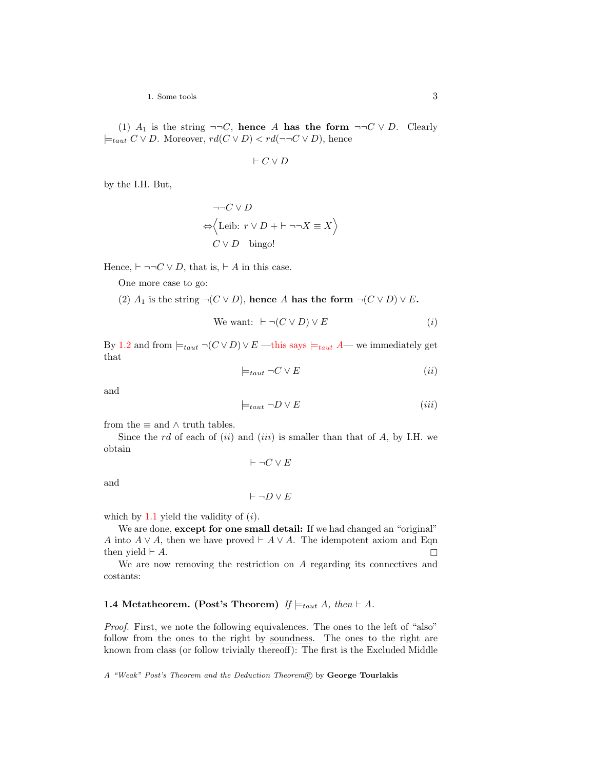(1) $A_1$ is the string $\neg\neg C$, **hence $A$ has the form** $\neg\neg C \vee D$. Clearly $\models_{taut} C \vee D$. Moreover, $rd(C \vee D) < rd(\neg\neg C \vee D)$, hence

$$\vdash C \vee D$$

by the I.H. But,

$$
\begin{aligned}
&\neg\neg C \vee D \\
\Leftrightarrow &\Big\langle \text{Leib: } r \vee D + \vdash \neg\neg X \equiv X \Big\rangle \\
&C \vee D \quad \text{bingo!}
\end{aligned}
$$

Hence, $\vdash \neg\neg C \vee D$, that is, $\vdash A$ in this case.

One more case to go:

(2) $A_1$ is the string $\neg(C \vee D)$, **hence $A$ has the form $\neg(C \vee D) \vee E$.**

$$\text{We want: } \vdash \neg(C \vee D) \vee E \tag{$i$}$$

By 1.2 and from $\models_{taut} \neg(C \vee D) \vee E$ —this says $\models_{taut} A$— we immediately get that

$$\models_{taut} \neg C \vee E \tag{$ii$}$$

and

$$\models_{taut} \neg D \vee E \tag{$iii$}$$

from the $\equiv$ and $\wedge$ truth tables.

Since the $rd$ of each of $(ii)$ and $(iii)$ is smaller than that of $A$, by I.H. we obtain

$$\vdash \neg C \vee E$$

and

$$\vdash \neg D \vee E$$

which by 1.1 yield the validity of $(i)$.

We are done, **except for one small detail:** If we had changed an "original" $A$ into $A \vee A$, then we have proved $\vdash A \vee A$. The idempotent axiom and Eqn then yield $\vdash A$. □

We are now removing the restriction on $A$ regarding its connectives and costants:

**1.4 Metatheorem. (Post's Theorem)** *If $\models_{taut} A$, then $\vdash A$.*

*Proof.* First, we note the following equivalences. The ones to the left of "also" follow from the ones to the right by soundness. The ones to the right are known from class (or follow trivially thereoff): The first is the Excluded Middle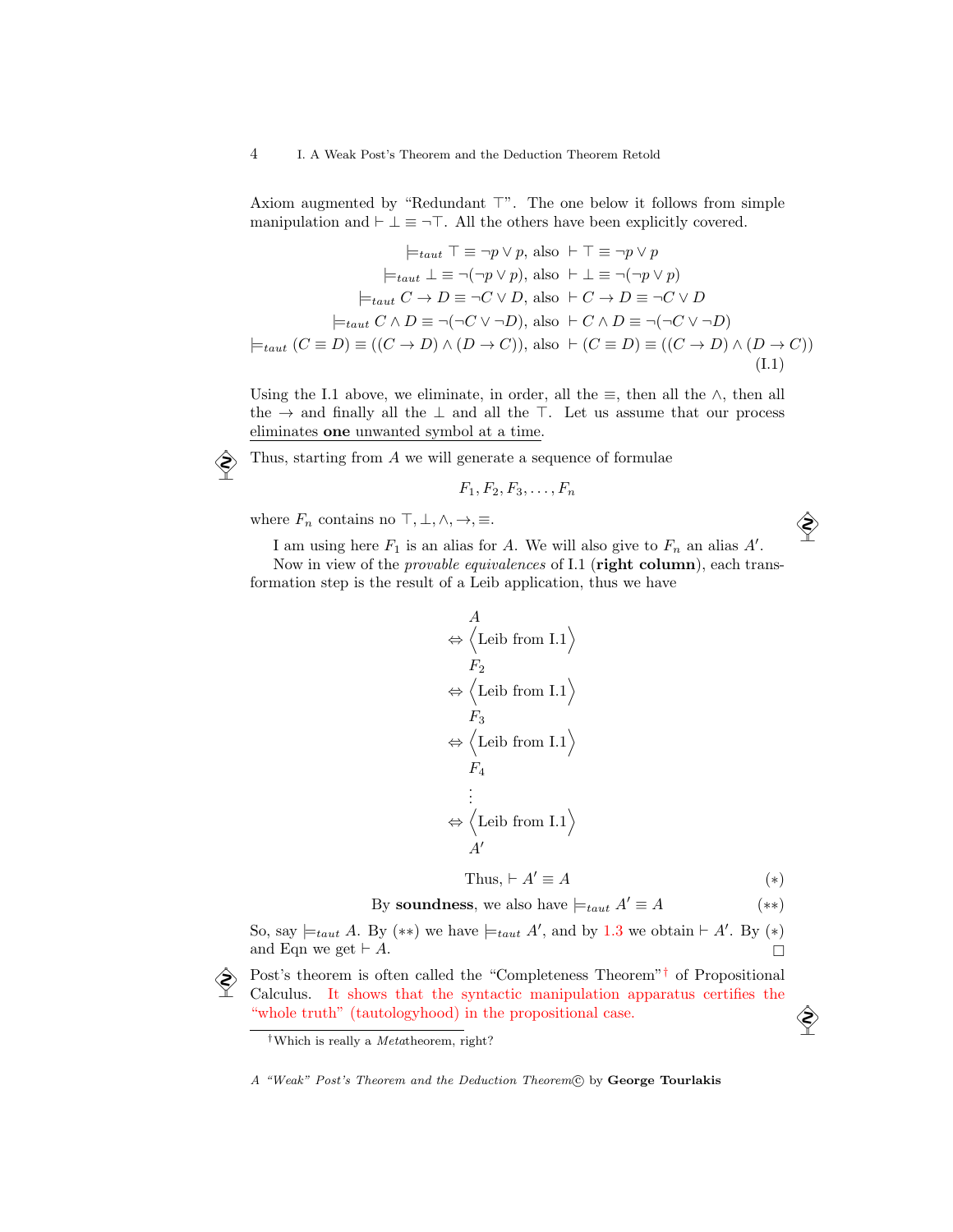Axiom augmented by "Redundant $\top$". The one below it follows from simple manipulation and $\vdash \bot \equiv \neg\top$. All the others have been explicitly covered.

$$
\begin{gathered}
\models_{taut} \top \equiv \neg p \vee p, \text{ also } \vdash \top \equiv \neg p \vee p \\
\models_{taut} \bot \equiv \neg(\neg p \vee p), \text{ also } \vdash \bot \equiv \neg(\neg p \vee p) \\
\models_{taut} C \to D \equiv \neg C \vee D, \text{ also } \vdash C \to D \equiv \neg C \vee D \\
\models_{taut} C \wedge D \equiv \neg(\neg C \vee \neg D), \text{ also } \vdash C \wedge D \equiv \neg(\neg C \vee \neg D) \\
\models_{taut} (C \equiv D) \equiv ((C \to D) \wedge (D \to C)), \text{ also } \vdash (C \equiv D) \equiv ((C \to D) \wedge (D \to C))
\end{gathered}
\tag{I.1}
$$

Using the I.1 above, we eliminate, in order, all the $\equiv$, then all the $\wedge$, then all the $\to$ and finally all the $\bot$ and all the $\top$. Let us assume that our process eliminates **one** unwanted symbol at a time.

Thus, starting from $A$ we will generate a sequence of formulae

$$F_1, F_2, F_3, \ldots, F_n$$

where $F_n$ contains no $\top, \bot, \wedge, \to, \equiv$.

I am using here $F_1$ is an alias for $A$. We will also give to $F_n$ an alias $A'$.

Now in view of the *provable equivalences* of I.1 (**right column**), each transformation step is the result of a Leib application, thus we have

$$
\begin{array}{l}
\quad A \\
\Leftrightarrow \Big\langle \text{Leib from I.1} \Big\rangle \\
\quad F_2 \\
\Leftrightarrow \Big\langle \text{Leib from I.1} \Big\rangle \\
\quad F_3 \\
\Leftrightarrow \Big\langle \text{Leib from I.1} \Big\rangle \\
\quad F_4 \\
\quad \vdots \\
\Leftrightarrow \Big\langle \text{Leib from I.1} \Big\rangle \\
\quad A'
\end{array}
$$

$$\text{Thus, } \vdash A' \equiv A \tag{$*$}$$

$$\text{By **soundness**, we also have } \models_{taut} A' \equiv A \tag{$**$}$$

So, say $\models_{taut} A$. By ($**$) we have $\models_{taut} A'$, and by 1.3 we obtain $\vdash A'$. By ($*$) and Eqn we get $\vdash A$. □

Post's theorem is often called the "Completeness Theorem"[†] of Propositional Calculus. It shows that the syntactic manipulation apparatus certifies the "whole truth" (tautologyhood) in the propositional case.

[†] Which is really a *Meta*theorem, right?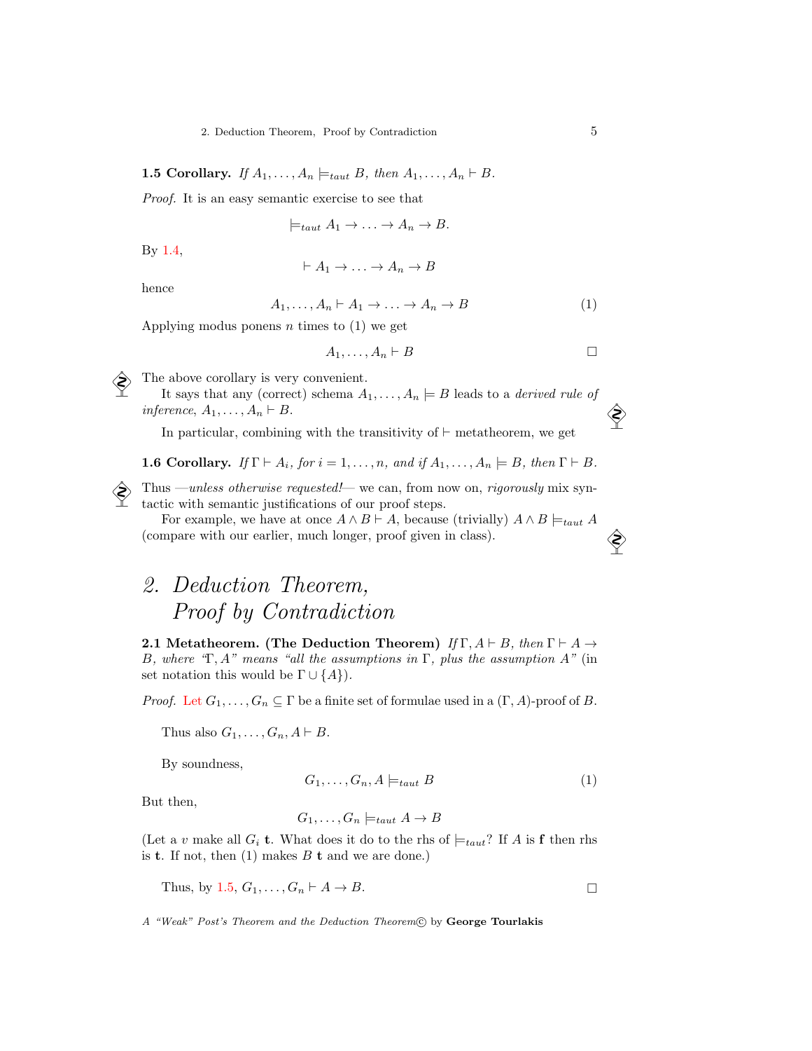**1.5 Corollary.** *If* $A_1, \ldots, A_n \models_{taut} B$*, then* $A_1, \ldots, A_n \vdash B$.

*Proof.* It is an easy semantic exercise to see that

$$\models_{taut} A_1 \to \ldots \to A_n \to B.$$

By 1.4,

$$\vdash A_1 \to \ldots \to A_n \to B$$

hence

$$A_1, \ldots, A_n \vdash A_1 \to \ldots \to A_n \to B \tag{1}$$

Applying modus ponens $n$ times to (1) we get

$$A_1, \ldots, A_n \vdash B$$

□

The above corollary is very convenient.

It says that any (correct) schema $A_1, \ldots, A_n \models B$ leads to a *derived rule of inference*, $A_1, \ldots, A_n \vdash B$.

In particular, combining with the transitivity of $\vdash$ metatheorem, we get

**1.6 Corollary.** *If* $\Gamma \vdash A_i$*, for* $i = 1, \ldots, n$*, and if* $A_1, \ldots, A_n \models B$*, then* $\Gamma \vdash B$.

Thus —*unless otherwise requested!*— we can, from now on, *rigorously* mix syntactic with semantic justifications of our proof steps.

For example, we have at once $A \wedge B \vdash A$, because (trivially) $A \wedge B \models_{taut} A$ (compare with our earlier, much longer, proof given in class).

# *2. Deduction Theorem, Proof by Contradiction*

**2.1 Metatheorem. (The Deduction Theorem)** *If* $\Gamma, A \vdash B$*, then* $\Gamma \vdash A \to B$*, where "*$\Gamma, A$*" means "all the assumptions in* $\Gamma$*, plus the assumption* $A$*"* (in set notation this would be $\Gamma \cup \{A\}$).

*Proof.* Let $G_1, \ldots, G_n \subseteq \Gamma$ be a finite set of formulae used in a $(\Gamma, A)$-proof of $B$.

Thus also $G_1, \ldots, G_n, A \vdash B$.

By soundness,

$$G_1, \ldots, G_n, A \models_{taut} B \tag{1}$$

But then,

$$G_1, \ldots, G_n \models_{taut} A \to B$$

(Let a $v$ make all $G_i$ **t**. What does it do to the rhs of $\models_{taut}$? If $A$ is **f** then rhs is **t**. If not, then (1) makes $B$ **t** and we are done.)

Thus, by 1.5, $G_1, \ldots, G_n \vdash A \to B$.

□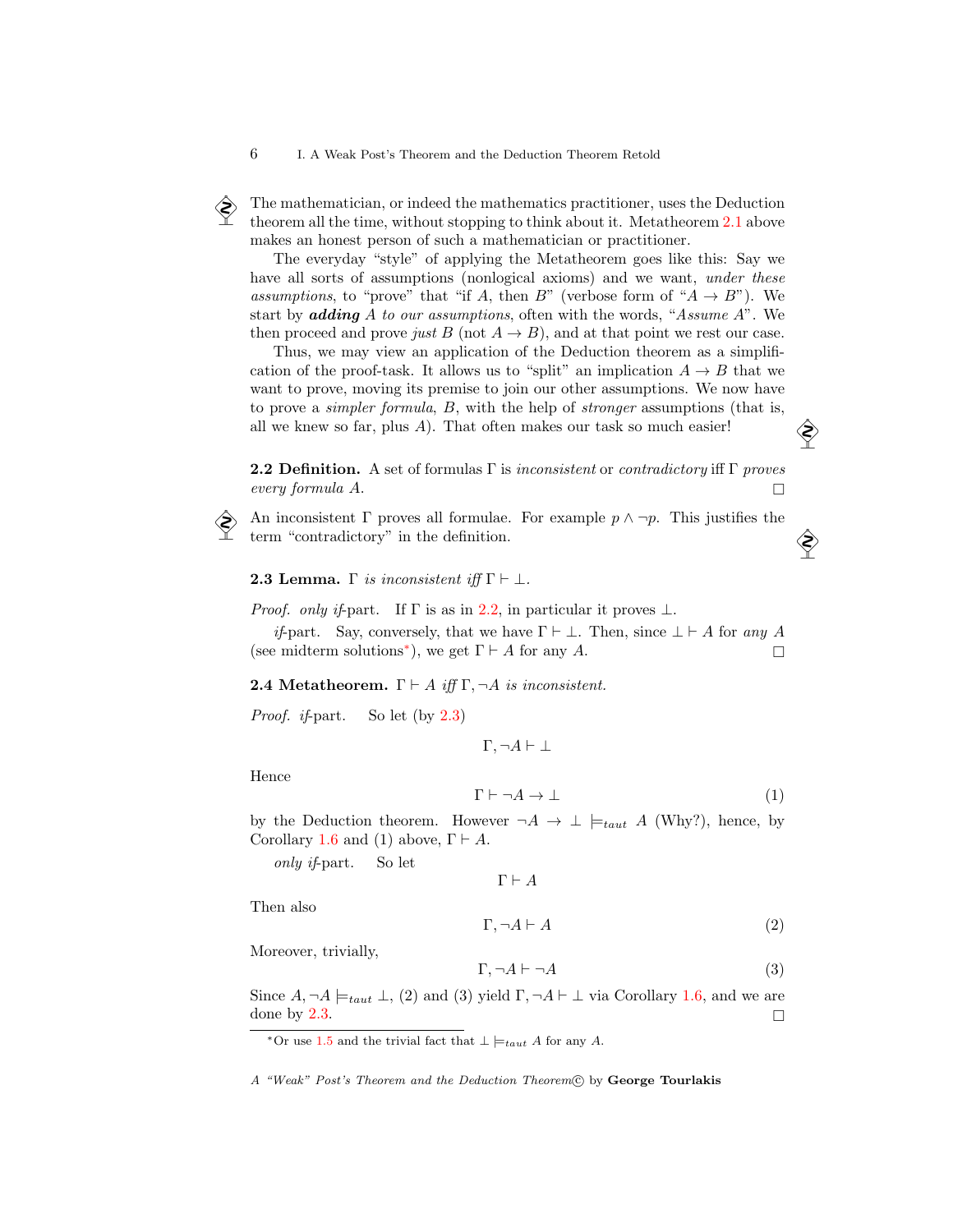The mathematician, or indeed the mathematics practitioner, uses the Deduction theorem all the time, without stopping to think about it. Metatheorem 2.1 above makes an honest person of such a mathematician or practitioner.

The everyday "style" of applying the Metatheorem goes like this: Say we have all sorts of assumptions (nonlogical axioms) and we want, *under these assumptions*, to "prove" that "if $A$, then $B$" (verbose form of "$A \to B$"). We start by ***adding*** *$A$ to our assumptions*, often with the words, "*Assume* $A$". We then proceed and prove *just* $B$ (not $A \to B$), and at that point we rest our case.

Thus, we may view an application of the Deduction theorem as a simplification of the proof-task. It allows us to "split" an implication $A \to B$ that we want to prove, moving its premise to join our other assumptions. We now have to prove a *simpler formula*, $B$, with the help of *stronger* assumptions (that is, all we knew so far, plus $A$). That often makes our task so much easier!

**2.2 Definition.** A set of formulas $\Gamma$ is *inconsistent* or *contradictory* iff $\Gamma$ *proves every formula* $A$. □

An inconsistent $\Gamma$ proves all formulae. For example $p \wedge \neg p$. This justifies the term "contradictory" in the definition.

**2.3 Lemma.** *$\Gamma$ is inconsistent iff* $\Gamma \vdash \perp$.

*Proof. only if*-part. If $\Gamma$ is as in 2.2, in particular it proves $\perp$.

*if*-part. Say, conversely, that we have $\Gamma \vdash \perp$. Then, since $\perp \vdash A$ for *any* $A$ (see midterm solutions*), we get $\Gamma \vdash A$ for any $A$. □

**2.4 Metatheorem.** *$\Gamma \vdash A$ iff $\Gamma, \neg A$ is inconsistent.*

*Proof. if*-part. So let (by 2.3)

$$\Gamma, \neg A \vdash \perp$$

Hence

$$\Gamma \vdash \neg A \to \perp \tag{1}$$

by the Deduction theorem. However $\neg A \to \perp \models_{taut} A$ (Why?), hence, by Corollary 1.6 and (1) above, $\Gamma \vdash A$.

*only if*-part. So let

$$\Gamma \vdash A$$

Then also

$$\Gamma, \neg A \vdash A \tag{2}$$

Moreover, trivially,

$$\Gamma, \neg A \vdash \neg A \tag{3}$$

Since $A, \neg A \models_{taut} \perp$, (2) and (3) yield $\Gamma, \neg A \vdash \perp$ via Corollary 1.6, and we are done by 2.3. □

---

*Or use 1.5 and the trivial fact that $\perp \models_{taut} A$ for any $A$.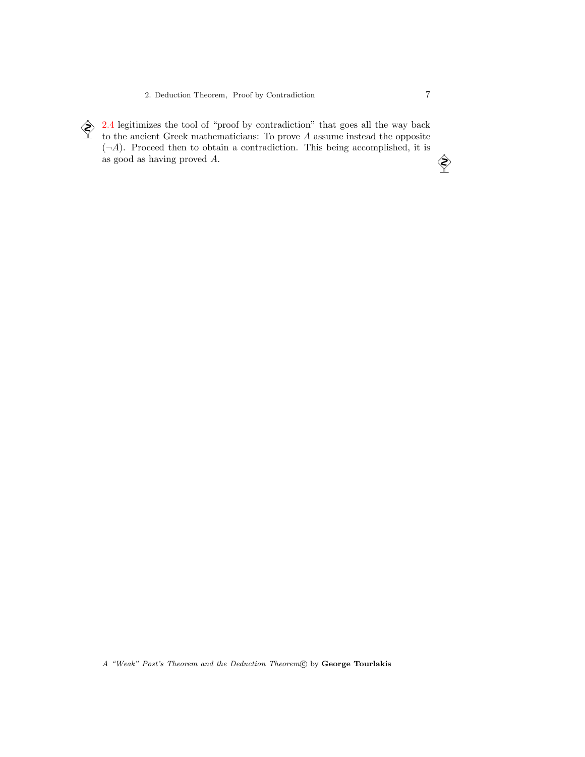2.4 legitimizes the tool of "proof by contradiction" that goes all the way back to the ancient Greek mathematicians: To prove $A$ assume instead the opposite $(\neg A)$. Proceed then to obtain a contradiction. This being accomplished, it is as good as having proved $A$.